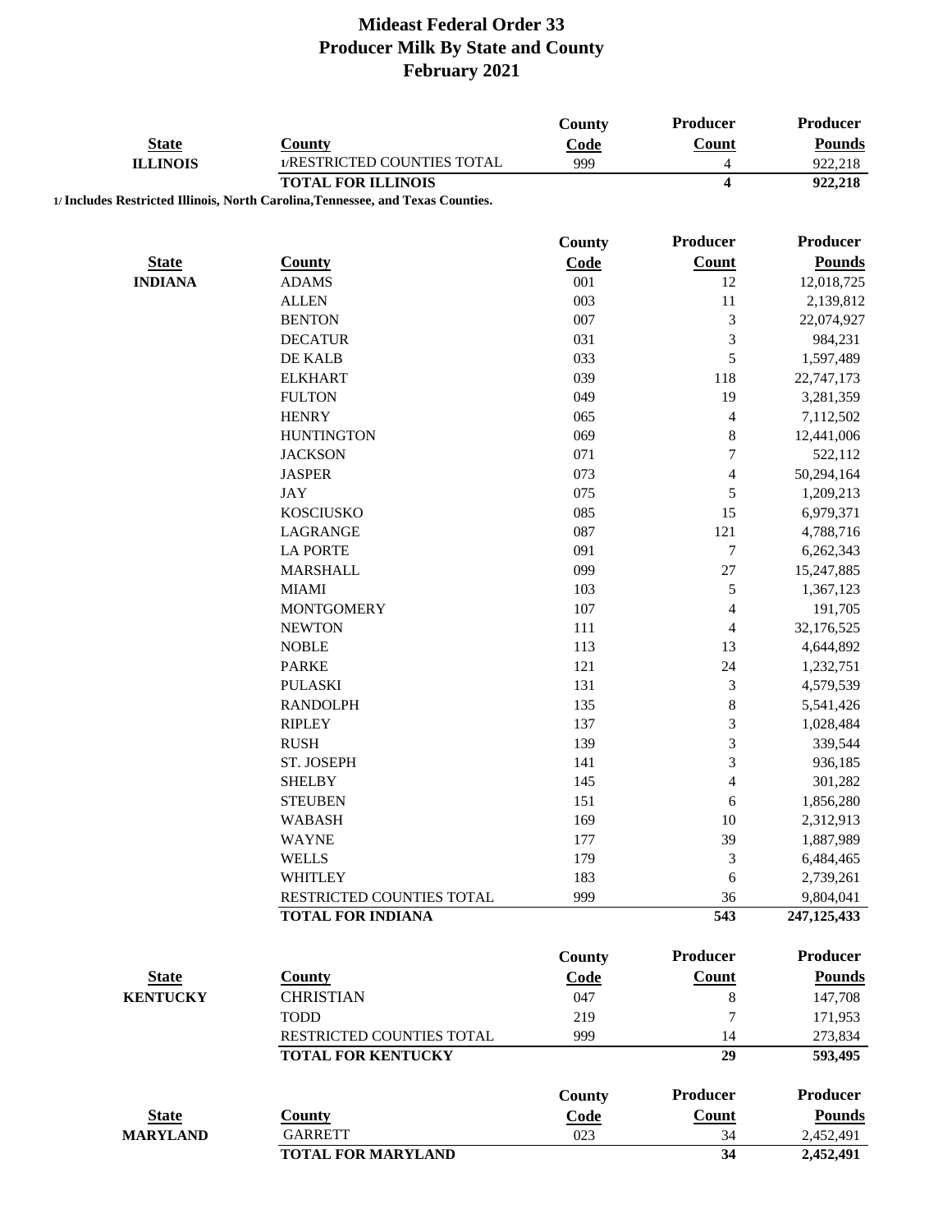# Mideast Federal Order 33
## Producer Milk By State and County
### February 2021

| State | County | County Code | Producer Count | Producer Pounds |
|---|---|---|---|---|
| **ILLINOIS** | 1/RESTRICTED COUNTIES TOTAL | 999 | 4 | 922,218 |
| | **TOTAL FOR ILLINOIS** | | **4** | **922,218** |

**1/ Includes Restricted Illinois, North Carolina,Tennessee, and Texas Counties.**

| State | County | County Code | Producer Count | Producer Pounds |
|---|---|---|---|---|
| **INDIANA** | ADAMS | 001 | 12 | 12,018,725 |
| | ALLEN | 003 | 11 | 2,139,812 |
| | BENTON | 007 | 3 | 22,074,927 |
| | DECATUR | 031 | 3 | 984,231 |
| | DE KALB | 033 | 5 | 1,597,489 |
| | ELKHART | 039 | 118 | 22,747,173 |
| | FULTON | 049 | 19 | 3,281,359 |
| | HENRY | 065 | 4 | 7,112,502 |
| | HUNTINGTON | 069 | 8 | 12,441,006 |
| | JACKSON | 071 | 7 | 522,112 |
| | JASPER | 073 | 4 | 50,294,164 |
| | JAY | 075 | 5 | 1,209,213 |
| | KOSCIUSKO | 085 | 15 | 6,979,371 |
| | LAGRANGE | 087 | 121 | 4,788,716 |
| | LA PORTE | 091 | 7 | 6,262,343 |
| | MARSHALL | 099 | 27 | 15,247,885 |
| | MIAMI | 103 | 5 | 1,367,123 |
| | MONTGOMERY | 107 | 4 | 191,705 |
| | NEWTON | 111 | 4 | 32,176,525 |
| | NOBLE | 113 | 13 | 4,644,892 |
| | PARKE | 121 | 24 | 1,232,751 |
| | PULASKI | 131 | 3 | 4,579,539 |
| | RANDOLPH | 135 | 8 | 5,541,426 |
| | RIPLEY | 137 | 3 | 1,028,484 |
| | RUSH | 139 | 3 | 339,544 |
| | ST. JOSEPH | 141 | 3 | 936,185 |
| | SHELBY | 145 | 4 | 301,282 |
| | STEUBEN | 151 | 6 | 1,856,280 |
| | WABASH | 169 | 10 | 2,312,913 |
| | WAYNE | 177 | 39 | 1,887,989 |
| | WELLS | 179 | 3 | 6,484,465 |
| | WHITLEY | 183 | 6 | 2,739,261 |
| | RESTRICTED COUNTIES TOTAL | 999 | 36 | 9,804,041 |
| | **TOTAL FOR INDIANA** | | **543** | **247,125,433** |

| State | County | County Code | Producer Count | Producer Pounds |
|---|---|---|---|---|
| **KENTUCKY** | CHRISTIAN | 047 | 8 | 147,708 |
| | TODD | 219 | 7 | 171,953 |
| | RESTRICTED COUNTIES TOTAL | 999 | 14 | 273,834 |
| | **TOTAL FOR KENTUCKY** | | **29** | **593,495** |

| State | County | County Code | Producer Count | Producer Pounds |
|---|---|---|---|---|
| **MARYLAND** | GARRETT | 023 | 34 | 2,452,491 |
| | **TOTAL FOR MARYLAND** | | **34** | **2,452,491** |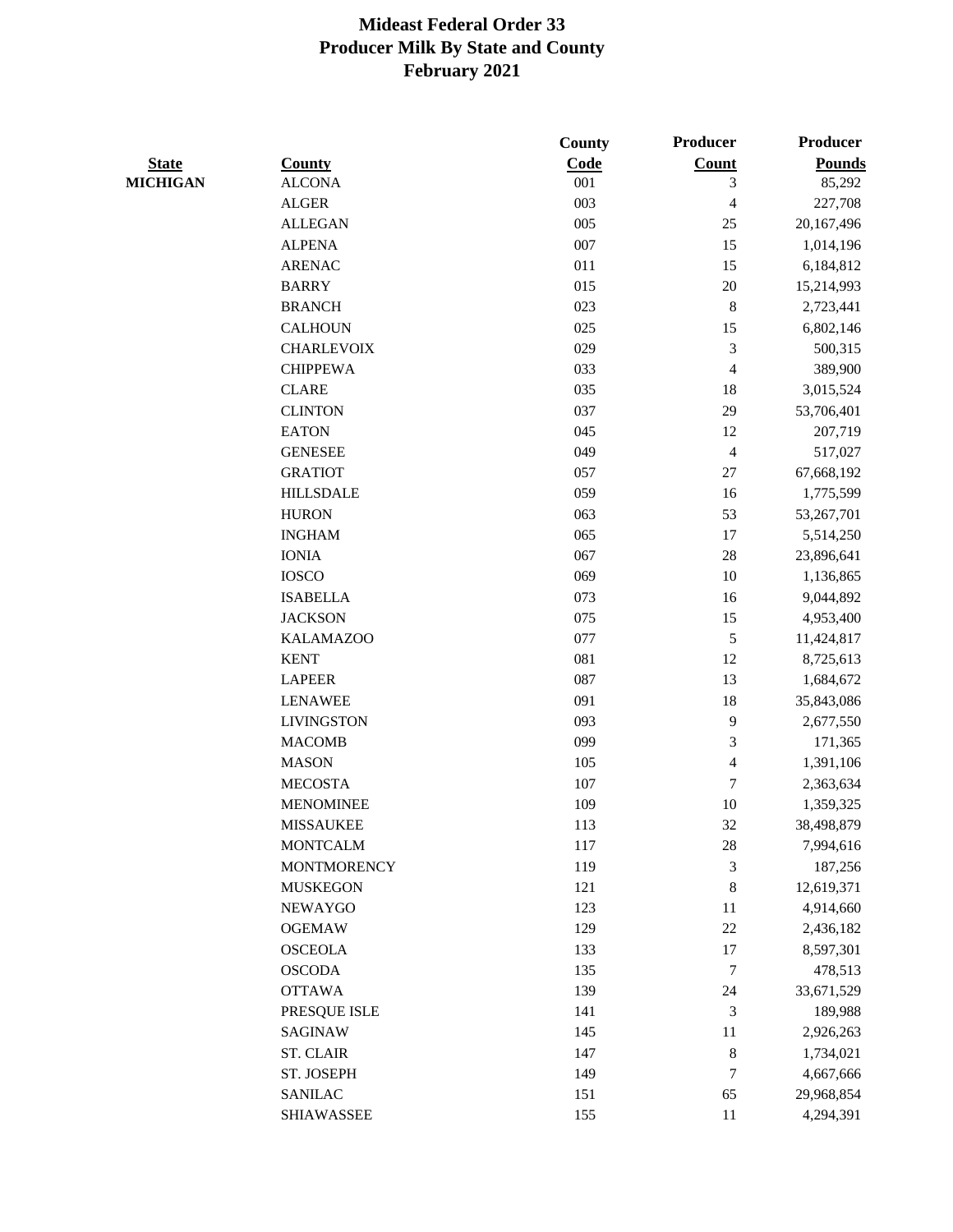# Mideast Federal Order 33
## Producer Milk By State and County
## February 2021

| State | County | County Code | Producer Count | Producer Pounds |
|---|---|---|---|---|
| MICHIGAN | ALCONA | 001 | 3 | 85,292 |
| | ALGER | 003 | 4 | 227,708 |
| | ALLEGAN | 005 | 25 | 20,167,496 |
| | ALPENA | 007 | 15 | 1,014,196 |
| | ARENAC | 011 | 15 | 6,184,812 |
| | BARRY | 015 | 20 | 15,214,993 |
| | BRANCH | 023 | 8 | 2,723,441 |
| | CALHOUN | 025 | 15 | 6,802,146 |
| | CHARLEVOIX | 029 | 3 | 500,315 |
| | CHIPPEWA | 033 | 4 | 389,900 |
| | CLARE | 035 | 18 | 3,015,524 |
| | CLINTON | 037 | 29 | 53,706,401 |
| | EATON | 045 | 12 | 207,719 |
| | GENESEE | 049 | 4 | 517,027 |
| | GRATIOT | 057 | 27 | 67,668,192 |
| | HILLSDALE | 059 | 16 | 1,775,599 |
| | HURON | 063 | 53 | 53,267,701 |
| | INGHAM | 065 | 17 | 5,514,250 |
| | IONIA | 067 | 28 | 23,896,641 |
| | IOSCO | 069 | 10 | 1,136,865 |
| | ISABELLA | 073 | 16 | 9,044,892 |
| | JACKSON | 075 | 15 | 4,953,400 |
| | KALAMAZOO | 077 | 5 | 11,424,817 |
| | KENT | 081 | 12 | 8,725,613 |
| | LAPEER | 087 | 13 | 1,684,672 |
| | LENAWEE | 091 | 18 | 35,843,086 |
| | LIVINGSTON | 093 | 9 | 2,677,550 |
| | MACOMB | 099 | 3 | 171,365 |
| | MASON | 105 | 4 | 1,391,106 |
| | MECOSTA | 107 | 7 | 2,363,634 |
| | MENOMINEE | 109 | 10 | 1,359,325 |
| | MISSAUKEE | 113 | 32 | 38,498,879 |
| | MONTCALM | 117 | 28 | 7,994,616 |
| | MONTMORENCY | 119 | 3 | 187,256 |
| | MUSKEGON | 121 | 8 | 12,619,371 |
| | NEWAYGO | 123 | 11 | 4,914,660 |
| | OGEMAW | 129 | 22 | 2,436,182 |
| | OSCEOLA | 133 | 17 | 8,597,301 |
| | OSCODA | 135 | 7 | 478,513 |
| | OTTAWA | 139 | 24 | 33,671,529 |
| | PRESQUE ISLE | 141 | 3 | 189,988 |
| | SAGINAW | 145 | 11 | 2,926,263 |
| | ST. CLAIR | 147 | 8 | 1,734,021 |
| | ST. JOSEPH | 149 | 7 | 4,667,666 |
| | SANILAC | 151 | 65 | 29,968,854 |
| | SHIAWASSEE | 155 | 11 | 4,294,391 |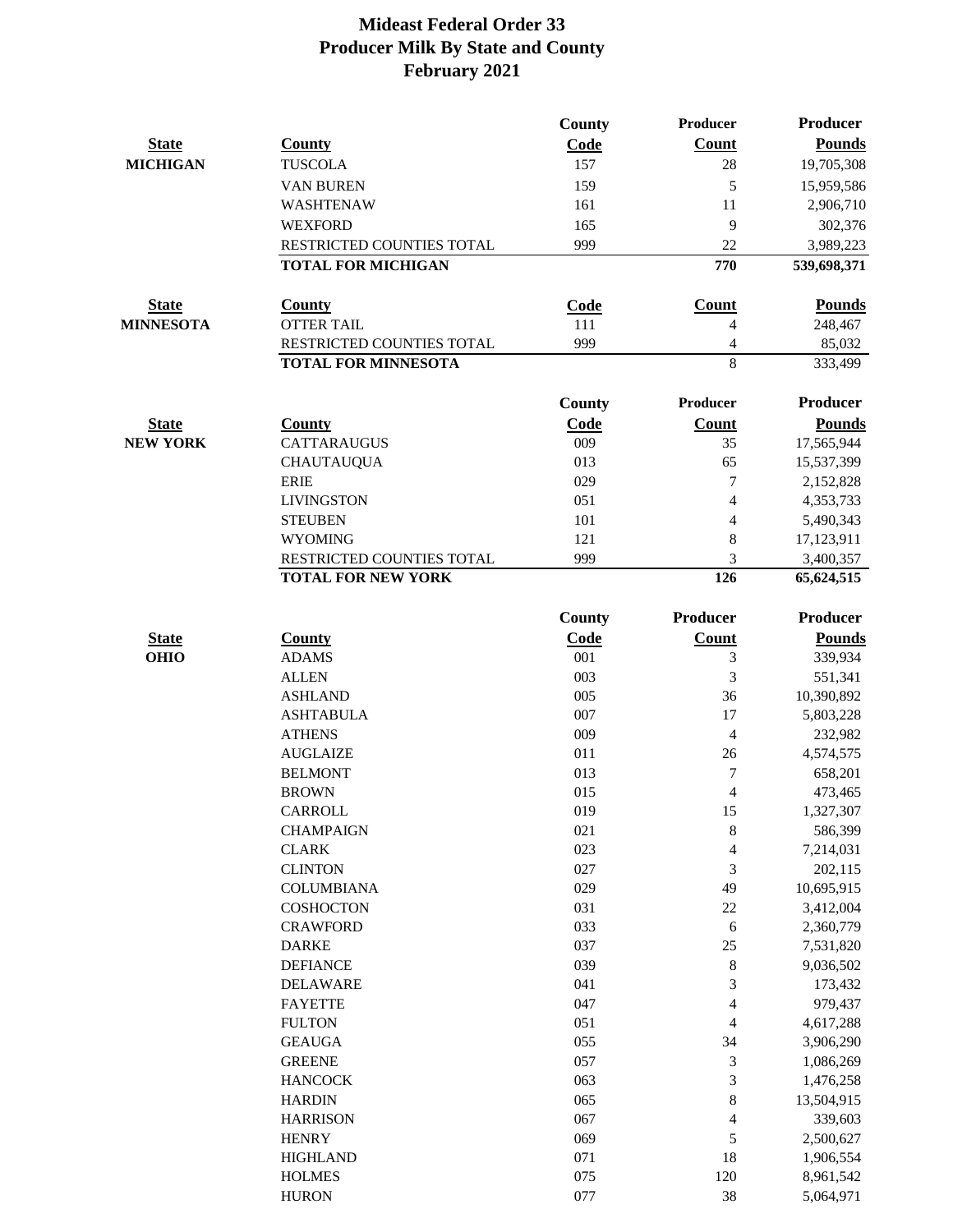# Mideast Federal Order 33
## Producer Milk By State and County
## February 2021

| State | County | County Code | Producer Count | Producer Pounds |
|---|---|---|---|---|
| **MICHIGAN** | TUSCOLA | 157 | 28 | 19,705,308 |
| | VAN BUREN | 159 | 5 | 15,959,586 |
| | WASHTENAW | 161 | 11 | 2,906,710 |
| | WEXFORD | 165 | 9 | 302,376 |
| | RESTRICTED COUNTIES TOTAL | 999 | 22 | 3,989,223 |
| | **TOTAL FOR MICHIGAN** | | **770** | **539,698,371** |

| State | County | Code | Count | Pounds |
|---|---|---|---|---|
| **MINNESOTA** | OTTER TAIL | 111 | 4 | 248,467 |
| | RESTRICTED COUNTIES TOTAL | 999 | 4 | 85,032 |
| | **TOTAL FOR MINNESOTA** | | 8 | 333,499 |

| State | County | County Code | Producer Count | Producer Pounds |
|---|---|---|---|---|
| **NEW YORK** | CATTARAUGUS | 009 | 35 | 17,565,944 |
| | CHAUTAUQUA | 013 | 65 | 15,537,399 |
| | ERIE | 029 | 7 | 2,152,828 |
| | LIVINGSTON | 051 | 4 | 4,353,733 |
| | STEUBEN | 101 | 4 | 5,490,343 |
| | WYOMING | 121 | 8 | 17,123,911 |
| | RESTRICTED COUNTIES TOTAL | 999 | 3 | 3,400,357 |
| | **TOTAL FOR NEW YORK** | | **126** | **65,624,515** |

| State | County | County Code | Producer Count | Producer Pounds |
|---|---|---|---|---|
| **OHIO** | ADAMS | 001 | 3 | 339,934 |
| | ALLEN | 003 | 3 | 551,341 |
| | ASHLAND | 005 | 36 | 10,390,892 |
| | ASHTABULA | 007 | 17 | 5,803,228 |
| | ATHENS | 009 | 4 | 232,982 |
| | AUGLAIZE | 011 | 26 | 4,574,575 |
| | BELMONT | 013 | 7 | 658,201 |
| | BROWN | 015 | 4 | 473,465 |
| | CARROLL | 019 | 15 | 1,327,307 |
| | CHAMPAIGN | 021 | 8 | 586,399 |
| | CLARK | 023 | 4 | 7,214,031 |
| | CLINTON | 027 | 3 | 202,115 |
| | COLUMBIANA | 029 | 49 | 10,695,915 |
| | COSHOCTON | 031 | 22 | 3,412,004 |
| | CRAWFORD | 033 | 6 | 2,360,779 |
| | DARKE | 037 | 25 | 7,531,820 |
| | DEFIANCE | 039 | 8 | 9,036,502 |
| | DELAWARE | 041 | 3 | 173,432 |
| | FAYETTE | 047 | 4 | 979,437 |
| | FULTON | 051 | 4 | 4,617,288 |
| | GEAUGA | 055 | 34 | 3,906,290 |
| | GREENE | 057 | 3 | 1,086,269 |
| | HANCOCK | 063 | 3 | 1,476,258 |
| | HARDIN | 065 | 8 | 13,504,915 |
| | HARRISON | 067 | 4 | 339,603 |
| | HENRY | 069 | 5 | 2,500,627 |
| | HIGHLAND | 071 | 18 | 1,906,554 |
| | HOLMES | 075 | 120 | 8,961,542 |
| | HURON | 077 | 38 | 5,064,971 |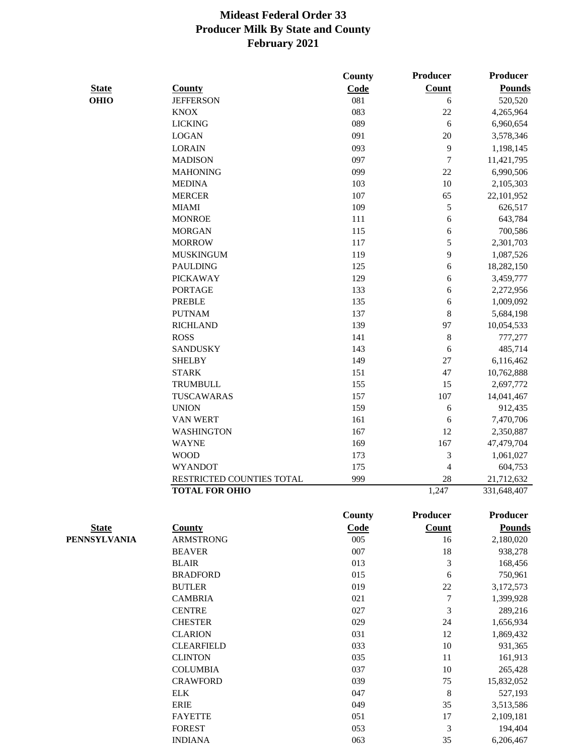# Mideast Federal Order 33
## Producer Milk By State and County
## February 2021

| State | County | County Code | Producer Count | Producer Pounds |
|---|---|---|---|---|
| OHIO | JEFFERSON | 081 | 6 | 520,520 |
| | KNOX | 083 | 22 | 4,265,964 |
| | LICKING | 089 | 6 | 6,960,654 |
| | LOGAN | 091 | 20 | 3,578,346 |
| | LORAIN | 093 | 9 | 1,198,145 |
| | MADISON | 097 | 7 | 11,421,795 |
| | MAHONING | 099 | 22 | 6,990,506 |
| | MEDINA | 103 | 10 | 2,105,303 |
| | MERCER | 107 | 65 | 22,101,952 |
| | MIAMI | 109 | 5 | 626,517 |
| | MONROE | 111 | 6 | 643,784 |
| | MORGAN | 115 | 6 | 700,586 |
| | MORROW | 117 | 5 | 2,301,703 |
| | MUSKINGUM | 119 | 9 | 1,087,526 |
| | PAULDING | 125 | 6 | 18,282,150 |
| | PICKAWAY | 129 | 6 | 3,459,777 |
| | PORTAGE | 133 | 6 | 2,272,956 |
| | PREBLE | 135 | 6 | 1,009,092 |
| | PUTNAM | 137 | 8 | 5,684,198 |
| | RICHLAND | 139 | 97 | 10,054,533 |
| | ROSS | 141 | 8 | 777,277 |
| | SANDUSKY | 143 | 6 | 485,714 |
| | SHELBY | 149 | 27 | 6,116,462 |
| | STARK | 151 | 47 | 10,762,888 |
| | TRUMBULL | 155 | 15 | 2,697,772 |
| | TUSCAWARAS | 157 | 107 | 14,041,467 |
| | UNION | 159 | 6 | 912,435 |
| | VAN WERT | 161 | 6 | 7,470,706 |
| | WASHINGTON | 167 | 12 | 2,350,887 |
| | WAYNE | 169 | 167 | 47,479,704 |
| | WOOD | 173 | 3 | 1,061,027 |
| | WYANDOT | 175 | 4 | 604,753 |
| | RESTRICTED COUNTIES TOTAL | 999 | 28 | 21,712,632 |
| | **TOTAL FOR OHIO** | | 1,247 | 331,648,407 |

| State | County | County Code | Producer Count | Producer Pounds |
|---|---|---|---|---|
| PENNSYLVANIA | ARMSTRONG | 005 | 16 | 2,180,020 |
| | BEAVER | 007 | 18 | 938,278 |
| | BLAIR | 013 | 3 | 168,456 |
| | BRADFORD | 015 | 6 | 750,961 |
| | BUTLER | 019 | 22 | 3,172,573 |
| | CAMBRIA | 021 | 7 | 1,399,928 |
| | CENTRE | 027 | 3 | 289,216 |
| | CHESTER | 029 | 24 | 1,656,934 |
| | CLARION | 031 | 12 | 1,869,432 |
| | CLEARFIELD | 033 | 10 | 931,365 |
| | CLINTON | 035 | 11 | 161,913 |
| | COLUMBIA | 037 | 10 | 265,428 |
| | CRAWFORD | 039 | 75 | 15,832,052 |
| | ELK | 047 | 8 | 527,193 |
| | ERIE | 049 | 35 | 3,513,586 |
| | FAYETTE | 051 | 17 | 2,109,181 |
| | FOREST | 053 | 3 | 194,404 |
| | INDIANA | 063 | 35 | 6,206,467 |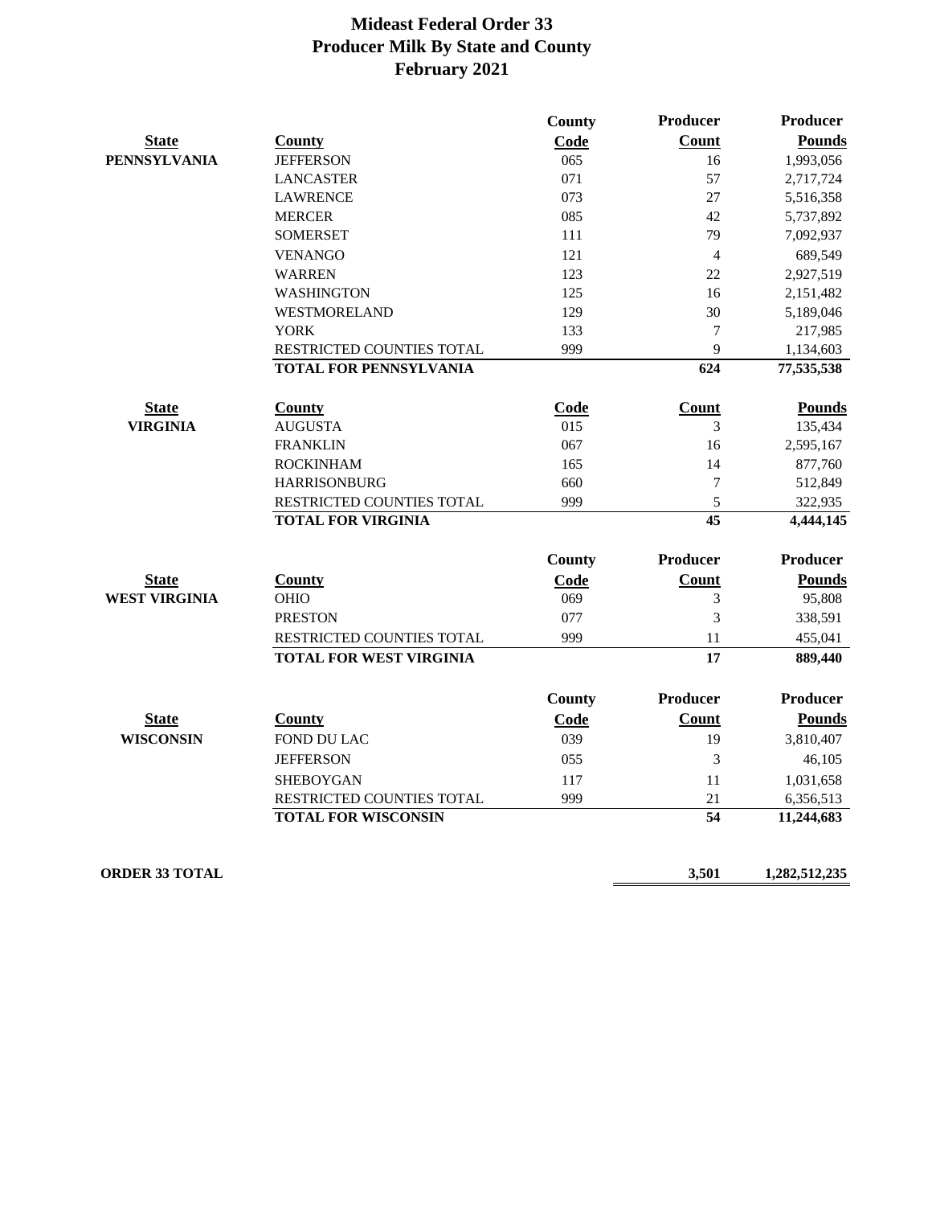# Mideast Federal Order 33
## Producer Milk By State and County
## February 2021

| State | County | County Code | Producer Count | Producer Pounds |
|---|---|---|---|---|
| PENNSYLVANIA | JEFFERSON | 065 | 16 | 1,993,056 |
| | LANCASTER | 071 | 57 | 2,717,724 |
| | LAWRENCE | 073 | 27 | 5,516,358 |
| | MERCER | 085 | 42 | 5,737,892 |
| | SOMERSET | 111 | 79 | 7,092,937 |
| | VENANGO | 121 | 4 | 689,549 |
| | WARREN | 123 | 22 | 2,927,519 |
| | WASHINGTON | 125 | 16 | 2,151,482 |
| | WESTMORELAND | 129 | 30 | 5,189,046 |
| | YORK | 133 | 7 | 217,985 |
| | RESTRICTED COUNTIES TOTAL | 999 | 9 | 1,134,603 |
| | **TOTAL FOR PENNSYLVANIA** | | **624** | **77,535,538** |

| State | County | Code | Count | Pounds |
|---|---|---|---|---|
| VIRGINIA | AUGUSTA | 015 | 3 | 135,434 |
| | FRANKLIN | 067 | 16 | 2,595,167 |
| | ROCKINHAM | 165 | 14 | 877,760 |
| | HARRISONBURG | 660 | 7 | 512,849 |
| | RESTRICTED COUNTIES TOTAL | 999 | 5 | 322,935 |
| | **TOTAL FOR VIRGINIA** | | **45** | **4,444,145** |

| State | County | County Code | Producer Count | Producer Pounds |
|---|---|---|---|---|
| WEST VIRGINIA | OHIO | 069 | 3 | 95,808 |
| | PRESTON | 077 | 3 | 338,591 |
| | RESTRICTED COUNTIES TOTAL | 999 | 11 | 455,041 |
| | **TOTAL FOR WEST VIRGINIA** | | **17** | **889,440** |

| State | County | County Code | Producer Count | Producer Pounds |
|---|---|---|---|---|
| WISCONSIN | FOND DU LAC | 039 | 19 | 3,810,407 |
| | JEFFERSON | 055 | 3 | 46,105 |
| | SHEBOYGAN | 117 | 11 | 1,031,658 |
| | RESTRICTED COUNTIES TOTAL | 999 | 21 | 6,356,513 |
| | **TOTAL FOR WISCONSIN** | | **54** | **11,244,683** |

| | | | | |
|---|---|---|---|---|
| **ORDER 33 TOTAL** | | | **3,501** | **1,282,512,235** |